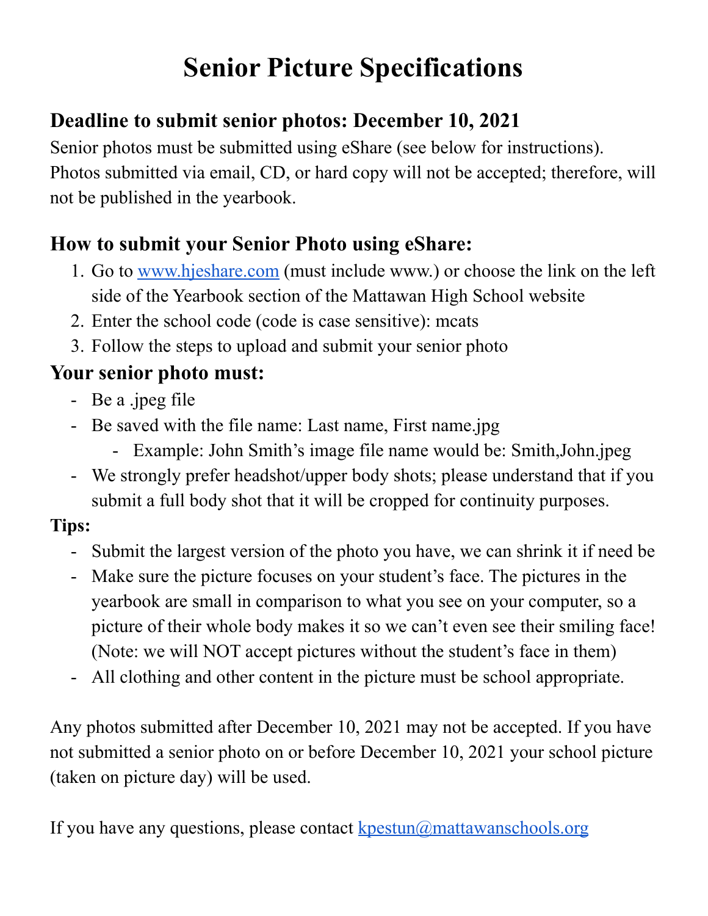# Senior Picture Specifications

## Deadline to submit senior photos: December 10, 2021

Senior photos must be submitted using eShare (see below for instructions). Photos submitted via email, CD, or hard copy will not be accepted; therefore, will not be published in the yearbook.

## How to submit your Senior Photo using eShare:

1. Go to www.hjeshare.com (must include www.) or choose the link on the left side of the Yearbook section of the Mattawan High School website
2. Enter the school code (code is case sensitive): mcats
3. Follow the steps to upload and submit your senior photo

## Your senior photo must:

- Be a .jpeg file
- Be saved with the file name: Last name, First name.jpg
  - Example: John Smith's image file name would be: Smith,John.jpeg
- We strongly prefer headshot/upper body shots; please understand that if you submit a full body shot that it will be cropped for continuity purposes.

**Tips:**

- Submit the largest version of the photo you have, we can shrink it if need be
- Make sure the picture focuses on your student's face. The pictures in the yearbook are small in comparison to what you see on your computer, so a picture of their whole body makes it so we can't even see their smiling face! (Note: we will NOT accept pictures without the student's face in them)
- All clothing and other content in the picture must be school appropriate.

Any photos submitted after December 10, 2021 may not be accepted. If you have not submitted a senior photo on or before December 10, 2021 your school picture (taken on picture day) will be used.

If you have any questions, please contact kpestun@mattawanschools.org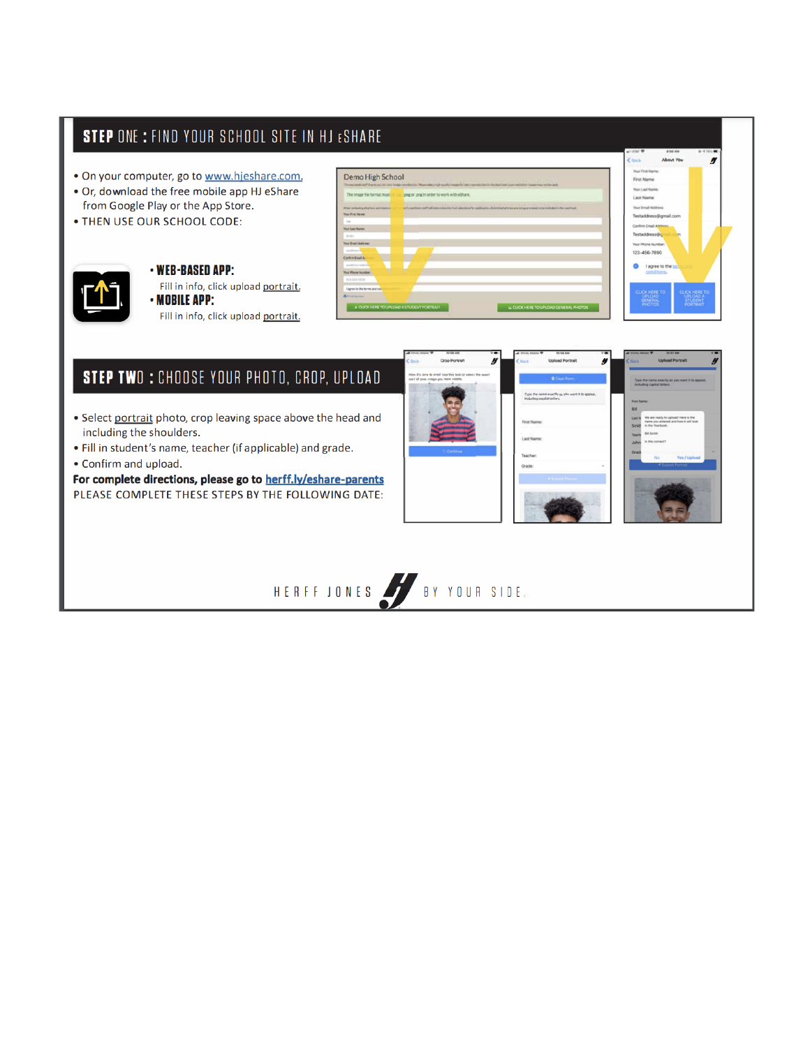## STEP ONE : FIND YOUR SCHOOL SITE IN HJ eSHARE

- On your computer, go to www.hjeshare.com.
- Or, download the free mobile app HJ eShare from Google Play or the App Store.
- THEN USE OUR SCHOOL CODE:

- **WEB-BASED APP:** Fill in info, click upload portrait.
- **MOBILE APP:** Fill in info, click upload portrait.

## STEP TWO : CHOOSE YOUR PHOTO, CROP, UPLOAD

- Select portrait photo, crop leaving space above the head and including the shoulders.
- Fill in student's name, teacher (if applicable) and grade.
- Confirm and upload.

**For complete directions, please go to herff.ly/eshare-parents**

PLEASE COMPLETE THESE STEPS BY THE FOLLOWING DATE:

HERFF JONES BY YOUR SIDE.